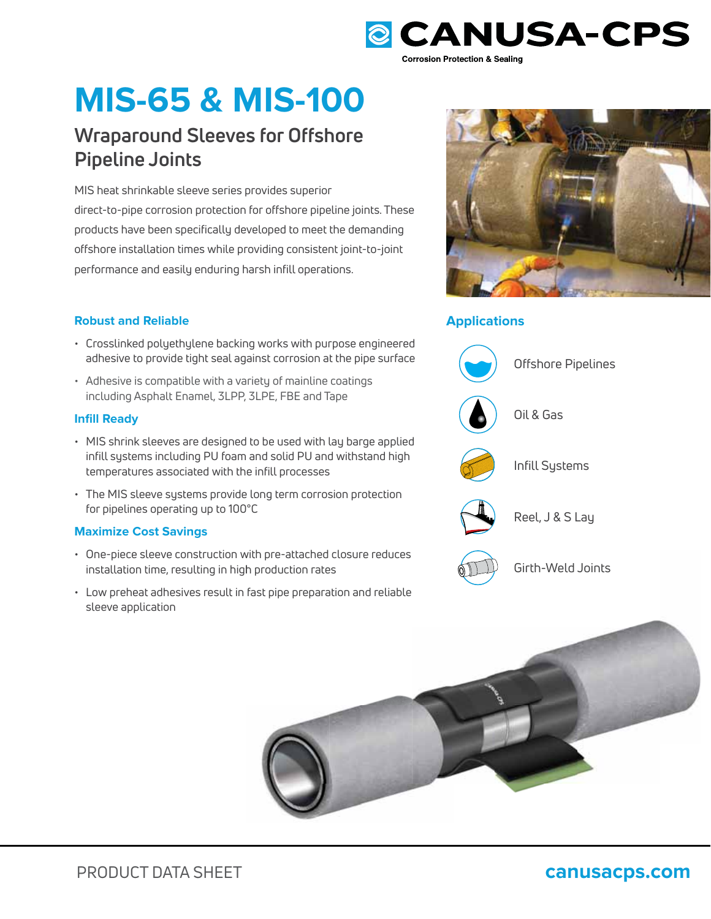# MIS-65 & MIS-100

## Wraparound Sleeves for Offshore Pipeline Joints

MIS heat shrinkable sleeve series provides superior direct-to-pipe corrosion protection for offshore pipeline joints. These products have been specifically developed to meet the demanding offshore installation times while providing consistent joint-to-joint performance and easily enduring harsh infill operations.

### Robust and Reliable

- Crosslinked polyethylene backing works with purpose engineered adhesive to provide tight seal against corrosion at the pipe surface
- Adhesive is compatible with a variety of mainline coatings including Asphalt Enamel, 3LPP, 3LPE, FBE and Tape

### Infill Ready

- MIS shrink sleeves are designed to be used with lay barge applied infill systems including PU foam and solid PU and withstand high temperatures associated with the infill processes
- The MIS sleeve systems provide long term corrosion protection for pipelines operating up to 100°C

### Maximize Cost Savings

- One-piece sleeve construction with pre-attached closure reduces installation time, resulting in high production rates
- Low preheat adhesives result in fast pipe preparation and reliable sleeve application

### Applications

- Offshore Pipelines
- Oil & Gas
- Infill Systems
- Reel, J & S Lay
- Girth-Weld Joints

PRODUCT DATA SHEET

canusacps.com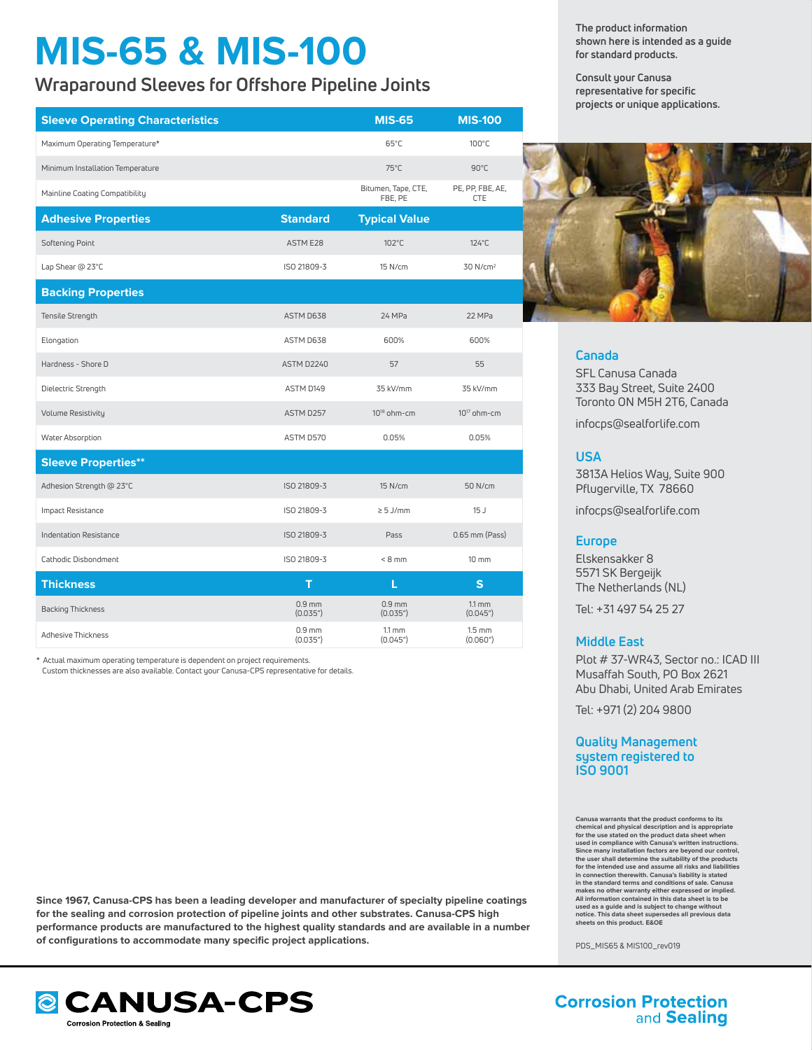# MIS-65 & MIS-100

## Wraparound Sleeves for Offshore Pipeline Joints

| Sleeve Operating Characteristics | | MIS-65 | MIS-100 |
| --- | --- | --- | --- |
| Maximum Operating Temperature* | | 65°C | 100°C |
| Minimum Installation Temperature | | 75°C | 90°C |
| Mainline Coating Compatibility | | Bitumen, Tape, CTE, FBE, PE | PE, PP, FBE, AE, CTE |
| **Adhesive Properties** | **Standard** | **Typical Value** | |
| Softening Point | ASTM E28 | 102°C | 124°C |
| Lap Shear @ 23°C | ISO 21809-3 | 15 N/cm | 30 N/cm² |
| **Backing Properties** | | | |
| Tensile Strength | ASTM D638 | 24 MPa | 22 MPa |
| Elongation | ASTM D638 | 600% | 600% |
| Hardness - Shore D | ASTM D2240 | 57 | 55 |
| Dielectric Strength | ASTM D149 | 35 kV/mm | 35 kV/mm |
| Volume Resistivity | ASTM D257 | $10^{18}$ ohm-cm | $10^{17}$ ohm-cm |
| Water Absorption | ASTM D570 | 0.05% | 0.05% |
| **Sleeve Properties**** | | | |
| Adhesion Strength @ 23°C | ISO 21809-3 | 15 N/cm | 50 N/cm |
| Impact Resistance | ISO 21809-3 | ≥ 5 J/mm | 15 J |
| Indentation Resistance | ISO 21809-3 | Pass | 0.65 mm (Pass) |
| Cathodic Disbondment | ISO 21809-3 | < 8 mm | 10 mm |
| **Thickness** | **T** | **L** | **S** |
| Backing Thickness | 0.9 mm (0.035") | 0.9 mm (0.035") | 1.1 mm (0.045") |
| Adhesive Thickness | 0.9 mm (0.035") | 1.1 mm (0.045") | 1.5 mm (0.060") |

\* Actual maximum operating temperature is dependent on project requirements.
Custom thicknesses are also available. Contact your Canusa-CPS representative for details.

**Since 1967, Canusa-CPS has been a leading developer and manufacturer of specialty pipeline coatings for the sealing and corrosion protection of pipeline joints and other substrates. Canusa-CPS high performance products are manufactured to the highest quality standards and are available in a number of configurations to accommodate many specific project applications.**

The product information shown here is intended as a guide for standard products.

Consult your Canusa representative for specific projects or unique applications.

### Canada

SFL Canusa Canada
333 Bay Street, Suite 2400
Toronto ON M5H 2T6, Canada

infocps@sealforlife.com

### USA

3813A Helios Way, Suite 900
Pflugerville, TX 78660

infocps@sealforlife.com

### Europe

Elskensakker 8
5571 SK Bergeijk
The Netherlands (NL)

Tel: +31 497 54 25 27

### Middle East

Plot # 37-WR43, Sector no.: ICAD III
Musaffah South, PO Box 2621
Abu Dhabi, United Arab Emirates

Tel: +971 (2) 204 9800

### Quality Management system registered to ISO 9001

**Canusa warrants that the product conforms to its chemical and physical description and is appropriate for the use stated on the product data sheet when used in compliance with Canusa's written instructions. Since many installation factors are beyond our control, the user shall determine the suitability of the products for the intended use and assume all risks and liabilities in connection therewith. Canusa's liability is stated in the standard terms and conditions of sale. Canusa makes no other warranty either expressed or implied. All information contained in this data sheet is to be used as a guide and is subject to change without notice. This data sheet supersedes all previous data sheets on this product. E&OE**

PDS_MIS65 & MIS100_rev019

**CANUSA-CPS**
Corrosion Protection & Sealing

**Corrosion Protection and Sealing**